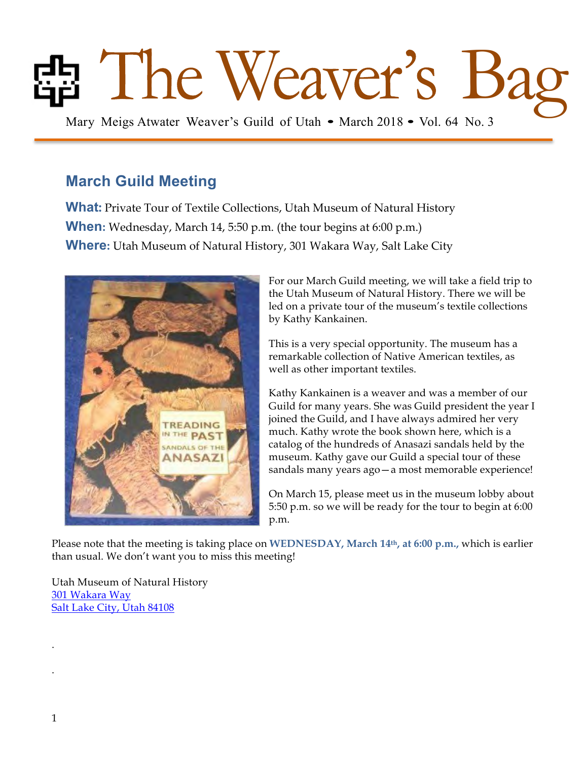# The Weaver's Bag

Mary Meigs Atwater Weaver's Guild of Utah • March 2018 • Vol. 64 No. 3

## March Guild Meeting

**What:** Private Tour of Textile Collections, Utah Museum of Natural History
**When:** Wednesday, March 14, 5:50 p.m. (the tour begins at 6:00 p.m.)
**Where:** Utah Museum of Natural History, 301 Wakara Way, Salt Lake City

For our March Guild meeting, we will take a field trip to the Utah Museum of Natural History. There we will be led on a private tour of the museum's textile collections by Kathy Kankainen.

This is a very special opportunity. The museum has a remarkable collection of Native American textiles, as well as other important textiles.

Kathy Kankainen is a weaver and was a member of our Guild for many years. She was Guild president the year I joined the Guild, and I have always admired her very much. Kathy wrote the book shown here, which is a catalog of the hundreds of Anasazi sandals held by the museum. Kathy gave our Guild a special tour of these sandals many years ago—a most memorable experience!

On March 15, please meet us in the museum lobby about 5:50 p.m. so we will be ready for the tour to begin at 6:00 p.m.

Please note that the meeting is taking place on **WEDNESDAY, March 14th, at 6:00 p.m.,** which is earlier than usual. We don't want you to miss this meeting!

Utah Museum of Natural History
301 Wakara Way
Salt Lake City, Utah 84108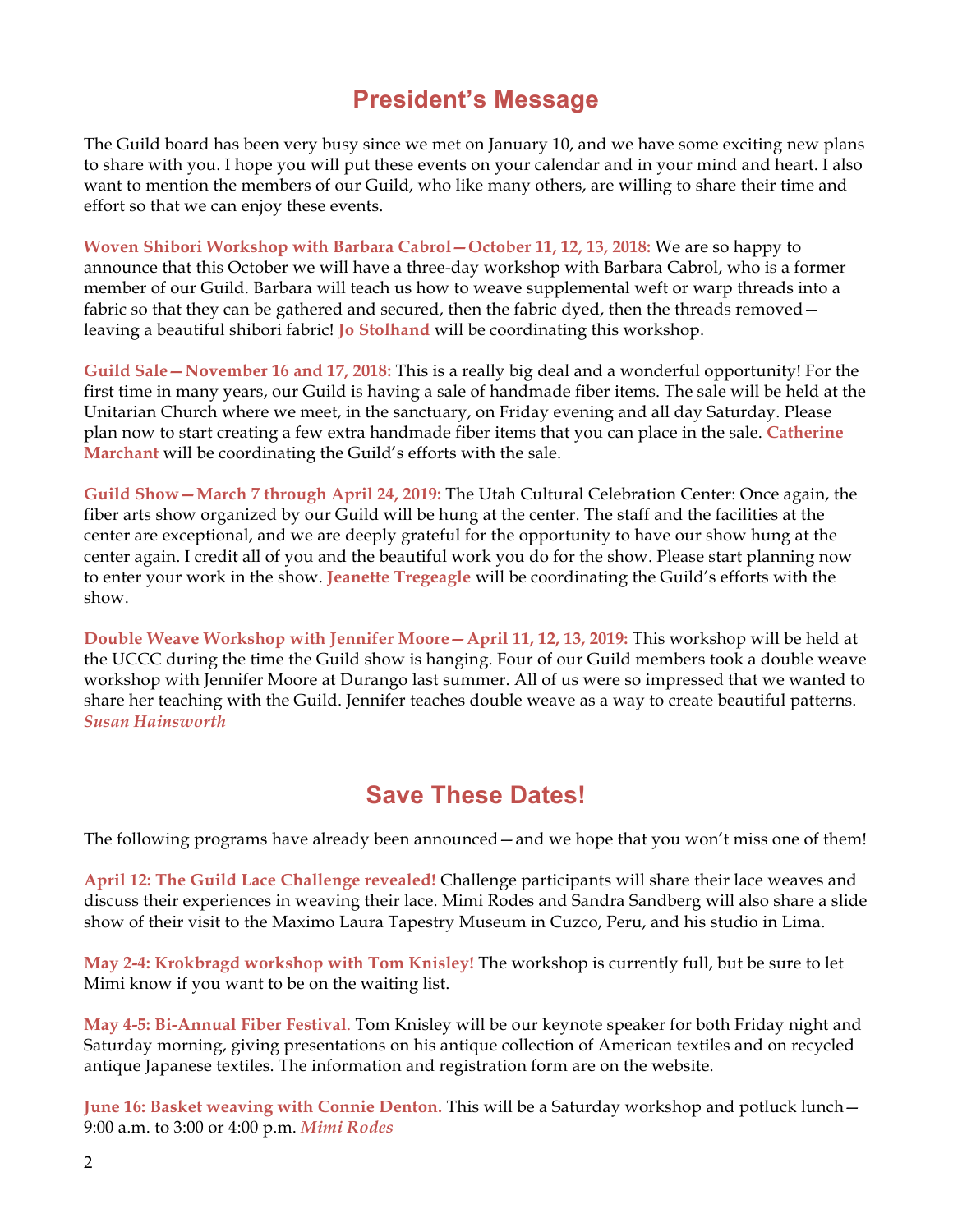# President's Message

The Guild board has been very busy since we met on January 10, and we have some exciting new plans to share with you. I hope you will put these events on your calendar and in your mind and heart. I also want to mention the members of our Guild, who like many others, are willing to share their time and effort so that we can enjoy these events.

**Woven Shibori Workshop with Barbara Cabrol—October 11, 12, 13, 2018:** We are so happy to announce that this October we will have a three-day workshop with Barbara Cabrol, who is a former member of our Guild. Barbara will teach us how to weave supplemental weft or warp threads into a fabric so that they can be gathered and secured, then the fabric dyed, then the threads removed—leaving a beautiful shibori fabric! **Jo Stolhand** will be coordinating this workshop.

**Guild Sale—November 16 and 17, 2018:** This is a really big deal and a wonderful opportunity! For the first time in many years, our Guild is having a sale of handmade fiber items. The sale will be held at the Unitarian Church where we meet, in the sanctuary, on Friday evening and all day Saturday. Please plan now to start creating a few extra handmade fiber items that you can place in the sale. **Catherine Marchant** will be coordinating the Guild's efforts with the sale.

**Guild Show—March 7 through April 24, 2019:** The Utah Cultural Celebration Center: Once again, the fiber arts show organized by our Guild will be hung at the center. The staff and the facilities at the center are exceptional, and we are deeply grateful for the opportunity to have our show hung at the center again. I credit all of you and the beautiful work you do for the show. Please start planning now to enter your work in the show. **Jeanette Tregeagle** will be coordinating the Guild's efforts with the show.

**Double Weave Workshop with Jennifer Moore—April 11, 12, 13, 2019:** This workshop will be held at the UCCC during the time the Guild show is hanging. Four of our Guild members took a double weave workshop with Jennifer Moore at Durango last summer. All of us were so impressed that we wanted to share her teaching with the Guild. Jennifer teaches double weave as a way to create beautiful patterns.
***Susan Hainsworth***

# Save These Dates!

The following programs have already been announced—and we hope that you won't miss one of them!

**April 12: The Guild Lace Challenge revealed!** Challenge participants will share their lace weaves and discuss their experiences in weaving their lace. Mimi Rodes and Sandra Sandberg will also share a slide show of their visit to the Maximo Laura Tapestry Museum in Cuzco, Peru, and his studio in Lima.

**May 2-4: Krokbragd workshop with Tom Knisley!** The workshop is currently full, but be sure to let Mimi know if you want to be on the waiting list.

**May 4-5: Bi-Annual Fiber Festival**. Tom Knisley will be our keynote speaker for both Friday night and Saturday morning, giving presentations on his antique collection of American textiles and on recycled antique Japanese textiles. The information and registration form are on the website.

**June 16: Basket weaving with Connie Denton.** This will be a Saturday workshop and potluck lunch—9:00 a.m. to 3:00 or 4:00 p.m. ***Mimi Rodes***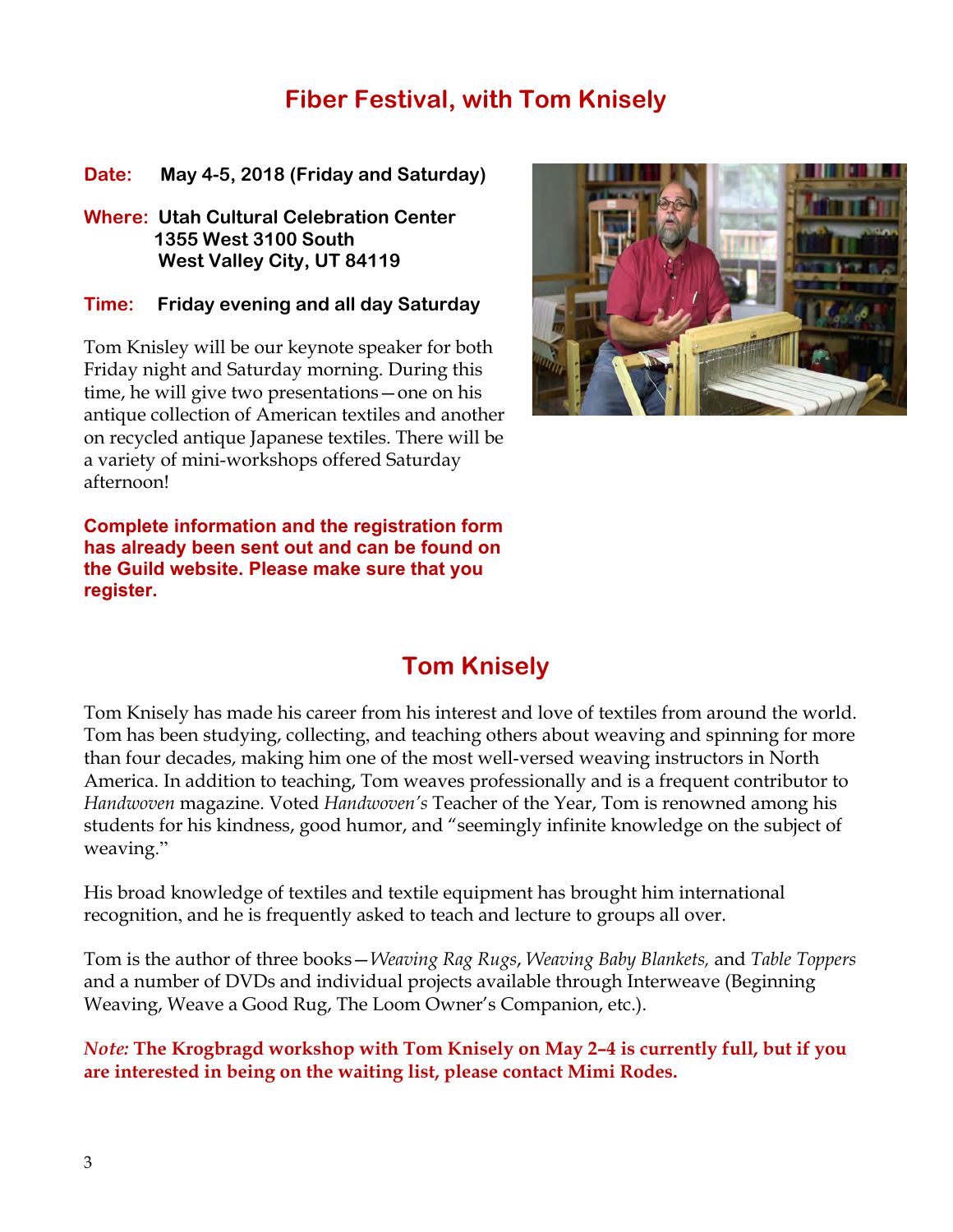# Fiber Festival, with Tom Knisely

**Date:** **May 4-5, 2018 (Friday and Saturday)**

**Where:** **Utah Cultural Celebration Center**
**1355 West 3100 South**
**West Valley City, UT 84119**

**Time:** **Friday evening and all day Saturday**

Tom Knisley will be our keynote speaker for both Friday night and Saturday morning. During this time, he will give two presentations—one on his antique collection of American textiles and another on recycled antique Japanese textiles. There will be a variety of mini-workshops offered Saturday afternoon!

**Complete information and the registration form has already been sent out and can be found on the Guild website. Please make sure that you register.**

## Tom Knisely

Tom Knisley has made his career from his interest and love of textiles from around the world. Tom has been studying, collecting, and teaching others about weaving and spinning for more than four decades, making him one of the most well-versed weaving instructors in North America. In addition to teaching, Tom weaves professionally and is a frequent contributor to *Handwoven* magazine. Voted *Handwoven's* Teacher of the Year, Tom is renowned among his students for his kindness, good humor, and "seemingly infinite knowledge on the subject of weaving."

His broad knowledge of textiles and textile equipment has brought him international recognition, and he is frequently asked to teach and lecture to groups all over.

Tom is the author of three books—*Weaving Rag Rugs*, *Weaving Baby Blankets,* and *Table Toppers* and a number of DVDs and individual projects available through Interweave (Beginning Weaving, Weave a Good Rug, The Loom Owner's Companion, etc.).

*Note:* **The Krogbragd workshop with Tom Knisely on May 2–4 is currently full, but if you are interested in being on the waiting list, please contact Mimi Rodes.**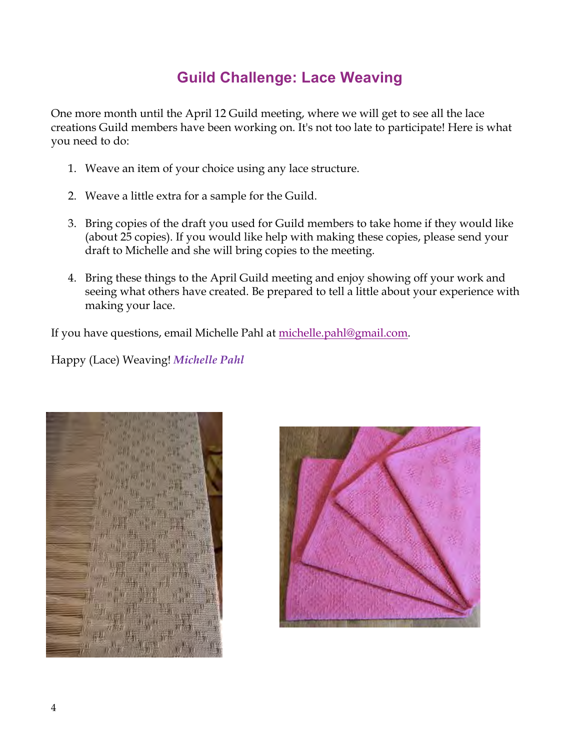# Guild Challenge: Lace Weaving

One more month until the April 12 Guild meeting, where we will get to see all the lace creations Guild members have been working on. It's not too late to participate! Here is what you need to do:

1. Weave an item of your choice using any lace structure.

2. Weave a little extra for a sample for the Guild.

3. Bring copies of the draft you used for Guild members to take home if they would like (about 25 copies). If you would like help with making these copies, please send your draft to Michelle and she will bring copies to the meeting.

4. Bring these things to the April Guild meeting and enjoy showing off your work and seeing what others have created. Be prepared to tell a little about your experience with making your lace.

If you have questions, email Michelle Pahl at michelle.pahl@gmail.com.

Happy (Lace) Weaving! ***Michelle Pahl***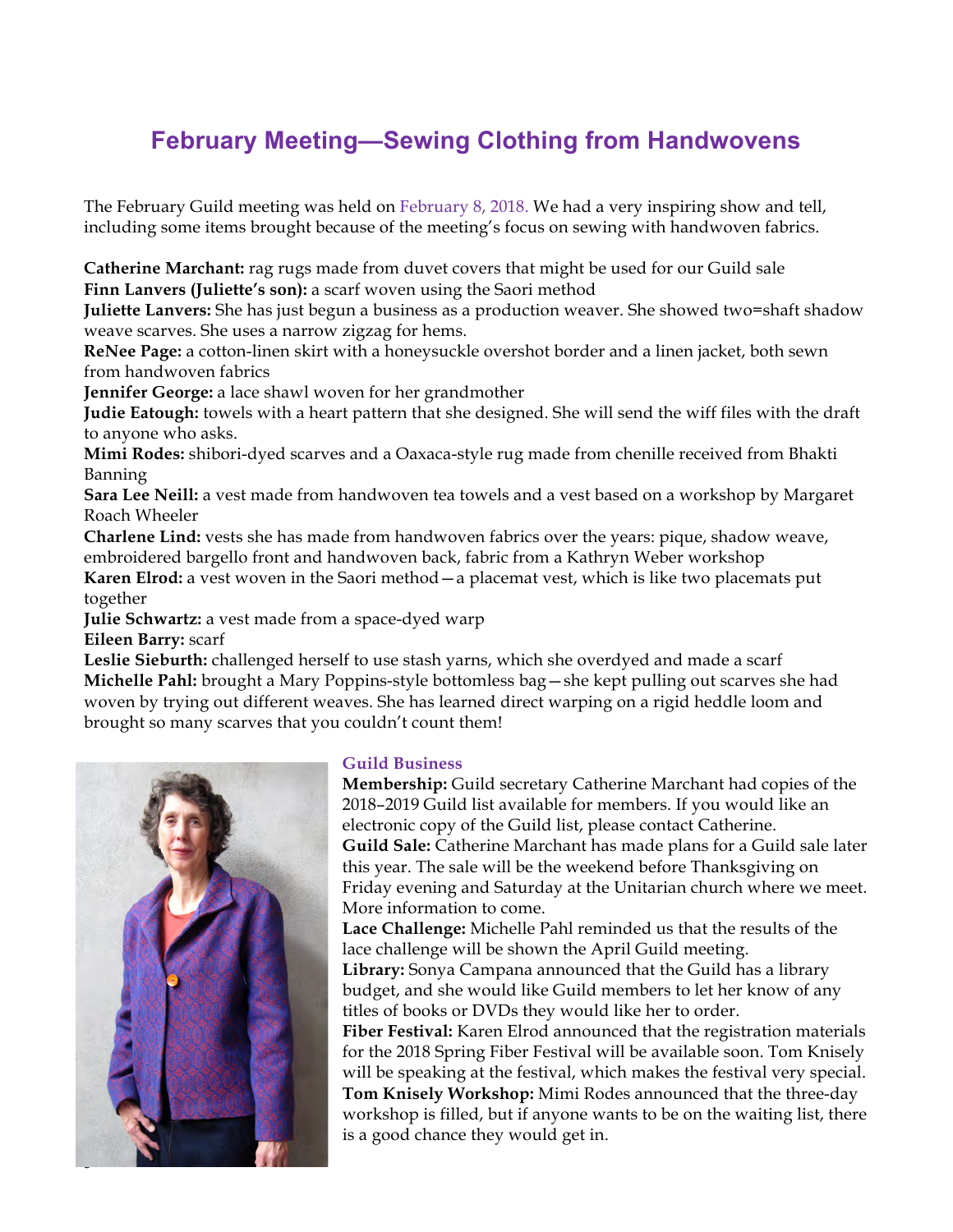# February Meeting—Sewing Clothing from Handwovens

The February Guild meeting was held on February 8, 2018. We had a very inspiring show and tell, including some items brought because of the meeting's focus on sewing with handwoven fabrics.

**Catherine Marchant:** rag rugs made from duvet covers that might be used for our Guild sale
**Finn Lanvers (Juliette's son):** a scarf woven using the Saori method
**Juliette Lanvers:** She has just begun a business as a production weaver. She showed two=shaft shadow weave scarves. She uses a narrow zigzag for hems.
**ReNee Page:** a cotton-linen skirt with a honeysuckle overshot border and a linen jacket, both sewn from handwoven fabrics
**Jennifer George:** a lace shawl woven for her grandmother
**Judie Eatough:** towels with a heart pattern that she designed. She will send the wiff files with the draft to anyone who asks.
**Mimi Rodes:** shibori-dyed scarves and a Oaxaca-style rug made from chenille received from Bhakti Banning
**Sara Lee Neill:** a vest made from handwoven tea towels and a vest based on a workshop by Margaret Roach Wheeler
**Charlene Lind:** vests she has made from handwoven fabrics over the years: pique, shadow weave, embroidered bargello front and handwoven back, fabric from a Kathryn Weber workshop
**Karen Elrod:** a vest woven in the Saori method—a placemat vest, which is like two placemats put together
**Julie Schwartz:** a vest made from a space-dyed warp
**Eileen Barry:** scarf
**Leslie Sieburth:** challenged herself to use stash yarns, which she overdyed and made a scarf
**Michelle Pahl:** brought a Mary Poppins-style bottomless bag—she kept pulling out scarves she had woven by trying out different weaves. She has learned direct warping on a rigid heddle loom and brought so many scarves that you couldn't count them!

### Guild Business

**Membership:** Guild secretary Catherine Marchant had copies of the 2018–2019 Guild list available for members. If you would like an electronic copy of the Guild list, please contact Catherine.
**Guild Sale:** Catherine Marchant has made plans for a Guild sale later this year. The sale will be the weekend before Thanksgiving on Friday evening and Saturday at the Unitarian church where we meet. More information to come.
**Lace Challenge:** Michelle Pahl reminded us that the results of the lace challenge will be shown the April Guild meeting.
**Library:** Sonya Campana announced that the Guild has a library budget, and she would like Guild members to let her know of any titles of books or DVDs they would like her to order.
**Fiber Festival:** Karen Elrod announced that the registration materials for the 2018 Spring Fiber Festival will be available soon. Tom Knisely will be speaking at the festival, which makes the festival very special.
**Tom Knisely Workshop:** Mimi Rodes announced that the three-day workshop is filled, but if anyone wants to be on the waiting list, there is a good chance they would get in.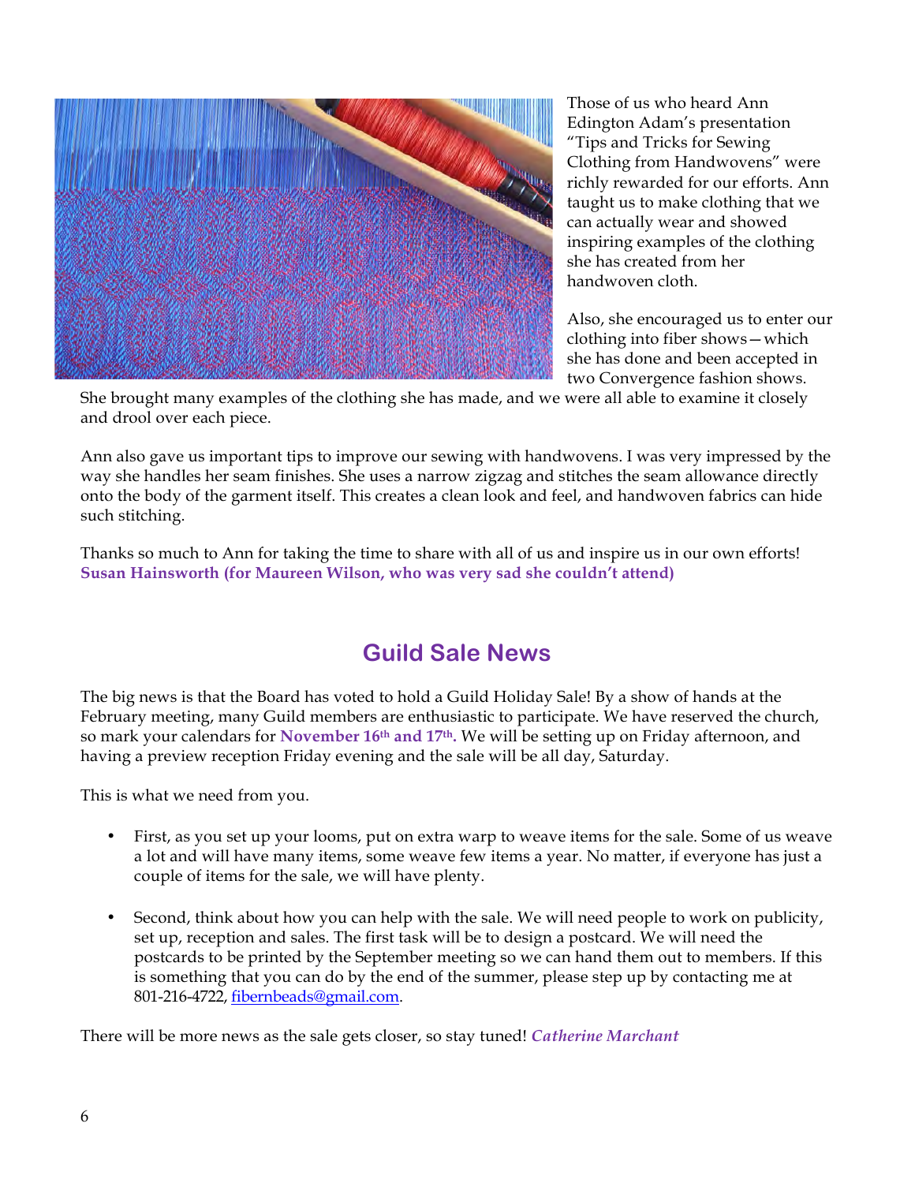Those of us who heard Ann Edington Adam's presentation "Tips and Tricks for Sewing Clothing from Handwovens" were richly rewarded for our efforts. Ann taught us to make clothing that we can actually wear and showed inspiring examples of the clothing she has created from her handwoven cloth.

Also, she encouraged us to enter our clothing into fiber shows—which she has done and been accepted in two Convergence fashion shows. She brought many examples of the clothing she has made, and we were all able to examine it closely and drool over each piece.

Ann also gave us important tips to improve our sewing with handwovens. I was very impressed by the way she handles her seam finishes. She uses a narrow zigzag and stitches the seam allowance directly onto the body of the garment itself. This creates a clean look and feel, and handwoven fabrics can hide such stitching.

Thanks so much to Ann for taking the time to share with all of us and inspire us in our own efforts! **Susan Hainsworth (for Maureen Wilson, who was very sad she couldn't attend)**

## Guild Sale News

The big news is that the Board has voted to hold a Guild Holiday Sale! By a show of hands at the February meeting, many Guild members are enthusiastic to participate. We have reserved the church, so mark your calendars for **November 16th and 17th.** We will be setting up on Friday afternoon, and having a preview reception Friday evening and the sale will be all day, Saturday.

This is what we need from you.

- First, as you set up your looms, put on extra warp to weave items for the sale. Some of us weave a lot and will have many items, some weave few items a year. No matter, if everyone has just a couple of items for the sale, we will have plenty.
- Second, think about how you can help with the sale. We will need people to work on publicity, set up, reception and sales. The first task will be to design a postcard. We will need the postcards to be printed by the September meeting so we can hand them out to members. If this is something that you can do by the end of the summer, please step up by contacting me at 801-216-4722, fibernbeads@gmail.com.

There will be more news as the sale gets closer, so stay tuned! ***Catherine Marchant***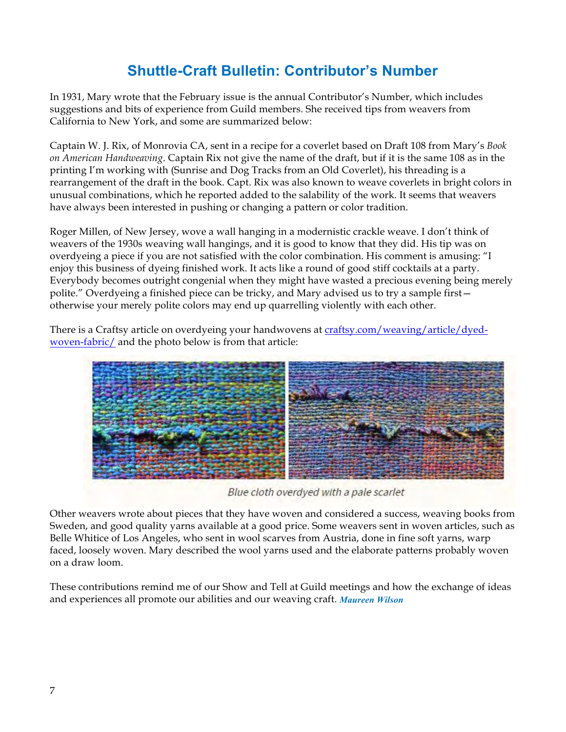# Shuttle-Craft Bulletin: Contributor's Number

In 1931, Mary wrote that the February issue is the annual Contributor's Number, which includes suggestions and bits of experience from Guild members. She received tips from weavers from California to New York, and some are summarized below:

Captain W. J. Rix, of Monrovia CA, sent in a recipe for a coverlet based on Draft 108 from Mary's *Book on American Handweaving*. Captain Rix not give the name of the draft, but if it is the same 108 as in the printing I'm working with (Sunrise and Dog Tracks from an Old Coverlet), his threading is a rearrangement of the draft in the book. Capt. Rix was also known to weave coverlets in bright colors in unusual combinations, which he reported added to the salability of the work. It seems that weavers have always been interested in pushing or changing a pattern or color tradition.

Roger Millen, of New Jersey, wove a wall hanging in a modernistic crackle weave. I don't think of weavers of the 1930s weaving wall hangings, and it is good to know that they did. His tip was on overdyeing a piece if you are not satisfied with the color combination. His comment is amusing: "I enjoy this business of dyeing finished work. It acts like a round of good stiff cocktails at a party. Everybody becomes outright congenial when they might have wasted a precious evening being merely polite." Overdyeing a finished piece can be tricky, and Mary advised us to try a sample first—otherwise your merely polite colors may end up quarrelling violently with each other.

There is a Craftsy article on overdyeing your handwovens at craftsy.com/weaving/article/dyed-woven-fabric/ and the photo below is from that article:

*Blue cloth overdyed with a pale scarlet*

Other weavers wrote about pieces that they have woven and considered a success, weaving books from Sweden, and good quality yarns available at a good price. Some weavers sent in woven articles, such as Belle Whitice of Los Angeles, who sent in wool scarves from Austria, done in fine soft yarns, warp faced, loosely woven. Mary described the wool yarns used and the elaborate patterns probably woven on a draw loom.

These contributions remind me of our Show and Tell at Guild meetings and how the exchange of ideas and experiences all promote our abilities and our weaving craft. ***Maureen Wilson***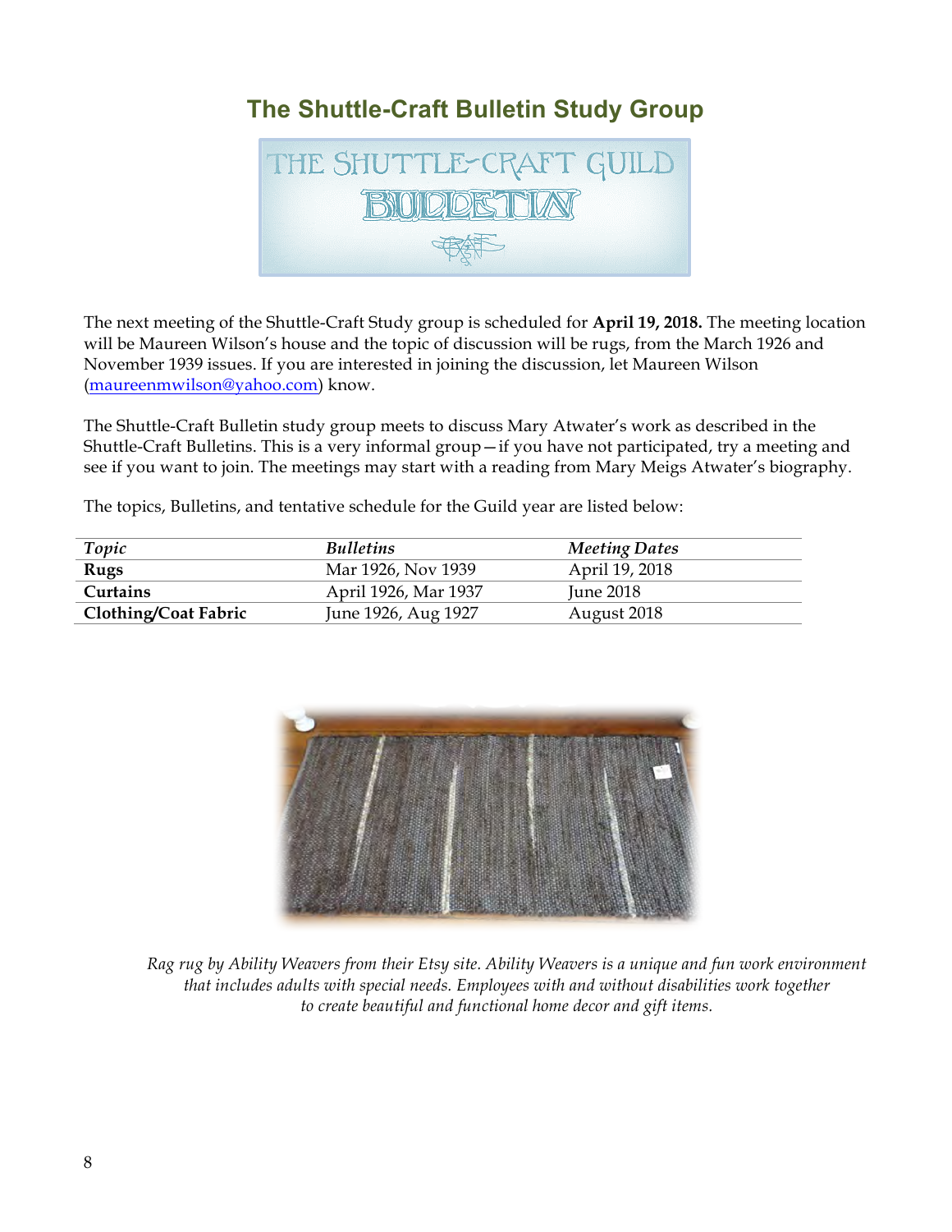## The Shuttle-Craft Bulletin Study Group

The next meeting of the Shuttle-Craft Study group is scheduled for **April 19, 2018.** The meeting location will be Maureen Wilson's house and the topic of discussion will be rugs, from the March 1926 and November 1939 issues. If you are interested in joining the discussion, let Maureen Wilson (maureenmwilson@yahoo.com) know.

The Shuttle-Craft Bulletin study group meets to discuss Mary Atwater's work as described in the Shuttle-Craft Bulletins. This is a very informal group—if you have not participated, try a meeting and see if you want to join. The meetings may start with a reading from Mary Meigs Atwater's biography.

The topics, Bulletins, and tentative schedule for the Guild year are listed below:

| *Topic* | *Bulletins* | *Meeting Dates* |
|---|---|---|
| **Rugs** | Mar 1926, Nov 1939 | April 19, 2018 |
| **Curtains** | April 1926, Mar 1937 | June 2018 |
| **Clothing/Coat Fabric** | June 1926, Aug 1927 | August 2018 |

*Rag rug by Ability Weavers from their Etsy site. Ability Weavers is a unique and fun work environment that includes adults with special needs. Employees with and without disabilities work together to create beautiful and functional home decor and gift items.*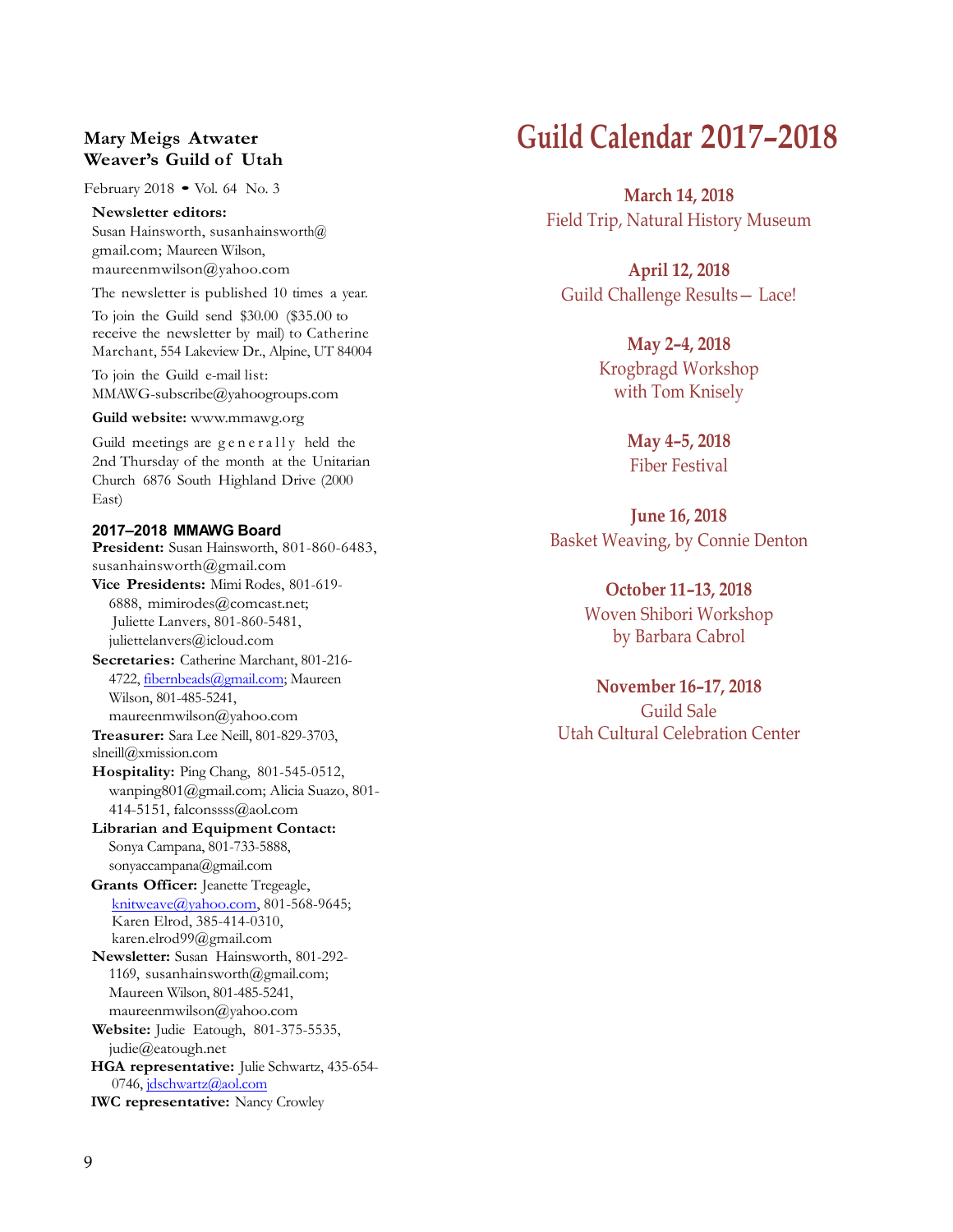**Mary Meigs Atwater**
**Weaver's Guild of Utah**

February 2018 • Vol. 64 No. 3

**Newsletter editors:**
Susan Hainsworth, susanhainsworth@gmail.com; Maureen Wilson, maureenmwilson@yahoo.com

The newsletter is published 10 times a year.

To join the Guild send $30.00 ($35.00 to receive the newsletter by mail) to Catherine Marchant, 554 Lakeview Dr., Alpine, UT 84004

To join the Guild e-mail list: MMAWG-subscribe@yahoogroups.com

**Guild website:** www.mmawg.org

Guild meetings are generally held the 2nd Thursday of the month at the Unitarian Church 6876 South Highland Drive (2000 East)

**2017–2018 MMAWG Board**

**President:** Susan Hainsworth, 801-860-6483, susanhainsworth@gmail.com

**Vice Presidents:** Mimi Rodes, 801-619-6888, mimirodes@comcast.net; Juliette Lanvers, 801-860-5481, juliettelanvers@icloud.com

**Secretaries:** Catherine Marchant, 801-216-4722, fibernbeads@gmail.com; Maureen Wilson, 801-485-5241, maureenmwilson@yahoo.com

**Treasurer:** Sara Lee Neill, 801-829-3703, slneill@xmission.com

**Hospitality:** Ping Chang, 801-545-0512, wanping801@gmail.com; Alicia Suazo, 801-414-5151, falconssss@aol.com

**Librarian and Equipment Contact:** Sonya Campana, 801-733-5888, sonyaccampana@gmail.com

**Grants Officer:** Jeanette Tregeagle, knitweave@yahoo.com, 801-568-9645; Karen Elrod, 385-414-0310, karen.elrod99@gmail.com

**Newsletter:** Susan Hainsworth, 801-292-1169, susanhainsworth@gmail.com; Maureen Wilson, 801-485-5241, maureenmwilson@yahoo.com

**Website:** Judie Eatough, 801-375-5535, judie@eatough.net

**HGA representative:** Julie Schwartz, 435-654-0746, jdschwartz@aol.com

**IWC representative:** Nancy Crowley

# Guild Calendar 2017–2018

**March 14, 2018**
Field Trip, Natural History Museum

**April 12, 2018**
Guild Challenge Results— Lace!

**May 2–4, 2018**
Krogbragd Workshop
with Tom Knisely

**May 4–5, 2018**
Fiber Festival

**June 16, 2018**
Basket Weaving, by Connie Denton

**October 11–13, 2018**
Woven Shibori Workshop
by Barbara Cabrol

**November 16–17, 2018**
Guild Sale
Utah Cultural Celebration Center